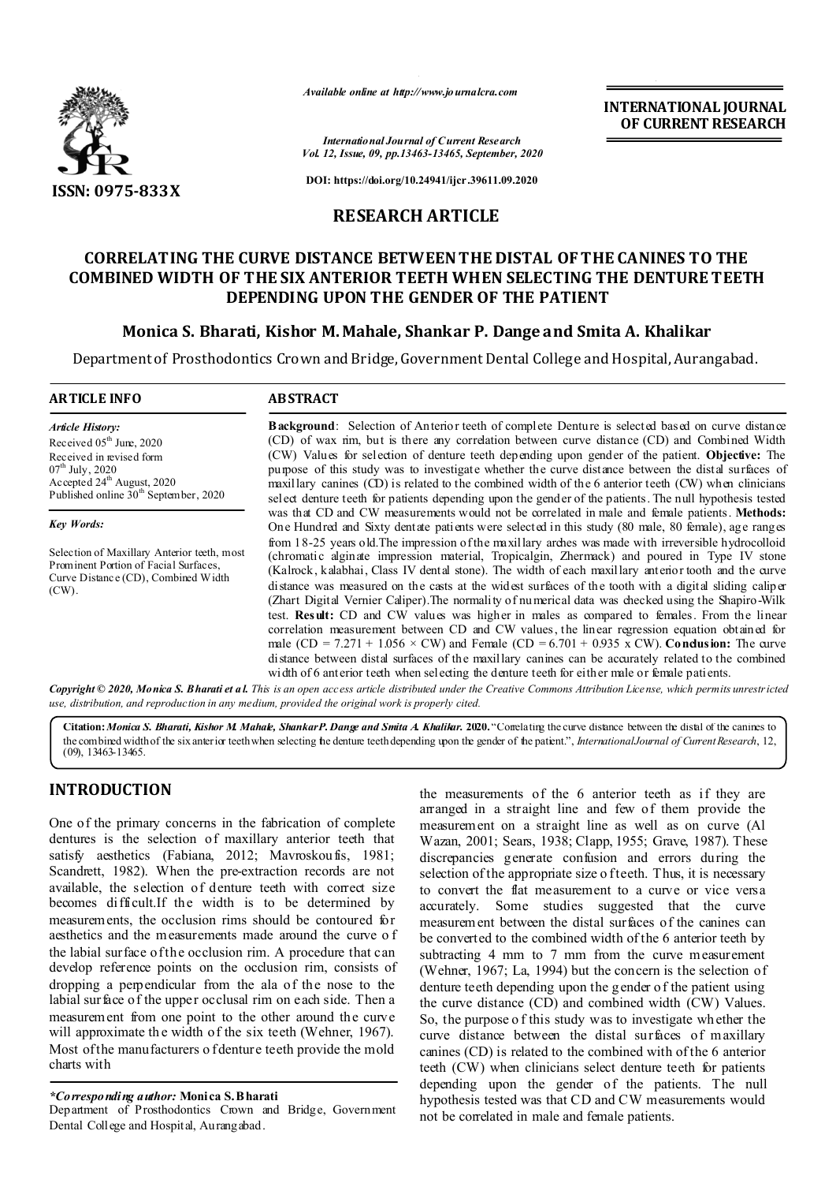**ISSN: 0975-833X**

*Available online at http://www.journalcra.com*

*International Journal of Current Research*
*Vol. 12, Issue, 09, pp.13463-13465, September, 2020*

**DOI: https://doi.org/10.24941/ijcr.39611.09.2020**

**INTERNATIONAL JOURNAL OF CURRENT RESEARCH**

## RESEARCH ARTICLE

# CORRELATING THE CURVE DISTANCE BETWEEN THE DISTAL OF THE CANINES TO THE COMBINED WIDTH OF THE SIX ANTERIOR TEETH WHEN SELECTING THE DENTURE TEETH DEPENDING UPON THE GENDER OF THE PATIENT

**Monica S. Bharati, Kishor M. Mahale, Shankar P. Dange and Smita A. Khalikar**

Department of Prosthodontics Crown and Bridge, Government Dental College and Hospital, Aurangabad.

### ARTICLE INFO

*Article History:*
Received 05[th] June, 2020
Received in revised form
07[th] July, 2020
Accepted 24[th] August, 2020
Published online 30[th] September, 2020

*Key Words:*

Selection of Maxillary Anterior teeth, most Prominent Portion of Facial Surfaces, Curve Distance (CD), Combined Width (CW).

### ABSTRACT

**Background**: Selection of Anterior teeth of complete Denture is selected based on curve distance (CD) of wax rim, but is there any correlation between curve distance (CD) and Combined Width (CW) Values for selection of denture teeth depending upon gender of the patient. **Objective:** The purpose of this study was to investigate whether the curve distance between the distal surfaces of maxillary canines (CD) is related to the combined width of the 6 anterior teeth (CW) when clinicians select denture teeth for patients depending upon the gender of the patients. The null hypothesis tested was that CD and CW measurements would not be correlated in male and female patients. **Methods:** One Hundred and Sixty dentate patients were selected in this study (80 male, 80 female), age ranges from 18-25 years old.The impression of the maxillary arches was made with irreversible hydrocolloid (chromatic alginate impression material, Tropicalgin, Zhermack) and poured in Type IV stone (Kalrock, kalabhai, Class IV dental stone). The width of each maxillary anterior tooth and the curve distance was measured on the casts at the widest surfaces of the tooth with a digital sliding caliper (Zhart Digital Vernier Caliper).The normality of numerical data was checked using the Shapiro-Wilk test. **Result:** CD and CW values was higher in males as compared to females. From the linear correlation measurement between CD and CW values, the linear regression equation obtained for male ($CD = 7.271 + 1.056 \times CW$) and Female ($CD = 6.701 + 0.935 \times CW$). **Conclusion:** The curve distance between distal surfaces of the maxillary canines can be accurately related to the combined width of 6 anterior teeth when selecting the denture teeth for either male or female patients.

***Copyright © 2020, Monica S. Bharati et al.*** *This is an open access article distributed under the Creative Commons Attribution License, which permits unrestricted use, distribution, and reproduction in any medium, provided the original work is properly cited.*

**Citation:** ***Monica S. Bharati, Kishor M. Mahale, Shankar P. Dange and Smita A. Khalikar.*** **2020.** "Correlating the curve distance between the distal of the canines to the combined width of the six anterior teeth when selecting the denture teeth depending upon the gender of the patient.", *International Journal of Current Research*, 12, (09), 13463-13465.

## INTRODUCTION

One of the primary concerns in the fabrication of complete dentures is the selection of maxillary anterior teeth that satisfy aesthetics (Fabiana, 2012; Mavroskoufis, 1981; Scandrett, 1982). When the pre-extraction records are not available, the selection of denture teeth with correct size becomes difficult.If the width is to be determined by measurements, the occlusion rims should be contoured for aesthetics and the measurements made around the curve of the labial surface of the occlusion rim. A procedure that can develop reference points on the occlusion rim, consists of dropping a perpendicular from the ala of the nose to the labial surface of the upper occlusal rim on each side. Then a measurement from one point to the other around the curve will approximate the width of the six teeth (Wehner, 1967). Most of the manufacturers of denture teeth provide the mold charts with the measurements of the 6 anterior teeth as if they are arranged in a straight line and few of them provide the measurement on a straight line as well as on curve (Al Wazan, 2001; Sears, 1938; Clapp, 1955; Grave, 1987). These discrepancies generate confusion and errors during the selection of the appropriate size of teeth. Thus, it is necessary to convert the flat measurement to a curve or vice versa accurately. Some studies suggested that the curve measurement between the distal surfaces of the canines can be converted to the combined width of the 6 anterior teeth by subtracting 4 mm to 7 mm from the curve measurement (Wehner, 1967; La, 1994) but the concern is the selection of denture teeth depending upon the gender of the patient using the curve distance (CD) and combined width (CW) Values. So, the purpose of this study was to investigate whether the curve distance between the distal surfaces of maxillary canines (CD) is related to the combined with of the 6 anterior teeth (CW) when clinicians select denture teeth for patients depending upon the gender of the patients. The null hypothesis tested was that CD and CW measurements would not be correlated in male and female patients.

*\*Corresponding author:* **Monica S. Bharati**
Department of Prosthodontics Crown and Bridge, Government Dental College and Hospital, Aurangabad.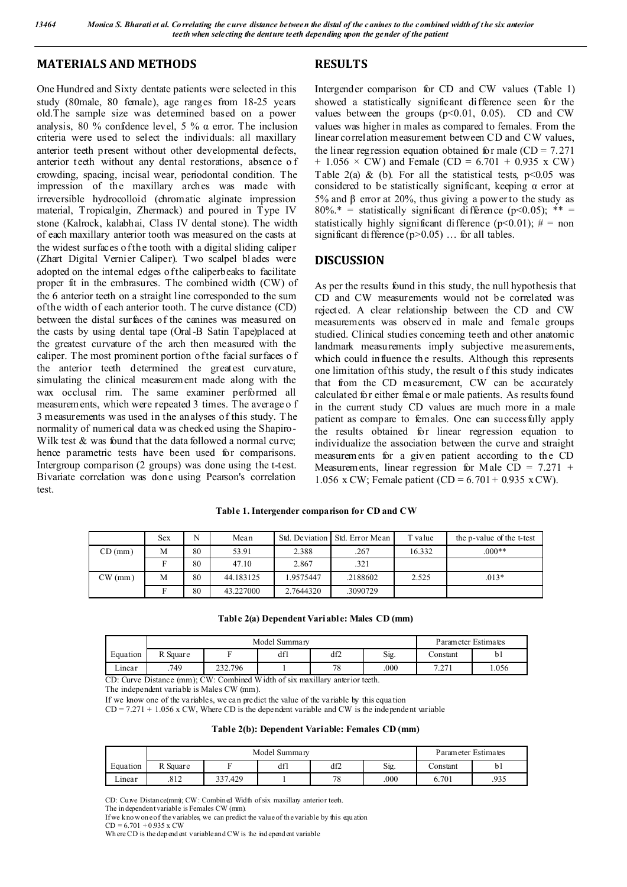## MATERIALS AND METHODS

One Hundred and Sixty dentate patients were selected in this study (80male, 80 female), age ranges from 18-25 years old.The sample size was determined based on a power analysis, 80 % confidence level, 5 % α error. The inclusion criteria were used to select the individuals: all maxillary anterior teeth present without other developmental defects, anterior teeth without any dental restorations, absence of crowding, spacing, incisal wear, periodontal condition. The impression of the maxillary arches was made with irreversible hydrocolloid (chromatic alginate impression material, Tropicalgin, Zhermack) and poured in Type IV stone (Kalrock, kalabhai, Class IV dental stone). The width of each maxillary anterior tooth was measured on the casts at the widest surfaces of the tooth with a digital sliding caliper (Zhart Digital Vernier Caliper). Two scalpel blades were adopted on the internal edges of the caliperbeaks to facilitate proper fit in the embrasures. The combined width (CW) of the 6 anterior teeth on a straight line corresponded to the sum of the width of each anterior tooth. The curve distance (CD) between the distal surfaces of the canines was measured on the casts by using dental tape (Oral-B Satin Tape)placed at the greatest curvature of the arch then measured with the caliper. The most prominent portion of the facial surfaces of the anterior teeth determined the greatest curvature, simulating the clinical measurement made along with the wax occlusal rim. The same examiner performed all measurements, which were repeated 3 times. The average of 3 measurements was used in the analyses of this study. The normality of numerical data was checked using the Shapiro-Wilk test & was found that the data followed a normal curve; hence parametric tests have been used for comparisons. Intergroup comparison (2 groups) was done using the t-test. Bivariate correlation was done using Pearson's correlation test.

## RESULTS

Intergender comparison for CD and CW values (Table 1) showed a statistically significant difference seen for the values between the groups ($p<0.01$, 0.05). CD and CW values was higher in males as compared to females. From the linear correlation measurement between CD and CW values, the linear regression equation obtained for male ($CD = 7.271 + 1.056 \times CW$) and Female ($CD = 6.701 + 0.935 \times CW$) Table 2(a) & (b). For all the statistical tests, $p<0.05$ was considered to be statistically significant, keeping α error at 5% and β error at 20%, thus giving a power to the study as 80%.* = statistically significant difference ($p<0.05$); ** = statistically highly significant difference ($p<0.01$); # = non significant difference ($p>0.05$) … for all tables.

## DISCUSSION

As per the results found in this study, the null hypothesis that CD and CW measurements would not be correlated was rejected. A clear relationship between the CD and CW measurements was observed in male and female groups studied. Clinical studies concerning teeth and other anatomic landmark measurements imply subjective measurements, which could influence the results. Although this represents one limitation of this study, the result of this study indicates that from the CD measurement, CW can be accurately calculated for either female or male patients. As results found in the current study CD values are much more in a male patient as compare to females. One can successfully apply the results obtained for linear regression equation to individualize the association between the curve and straight measurements for a given patient according to the CD Measurements, linear regression for Male $CD = 7.271 + 1.056 \times CW$; Female patient ($CD = 6.701 + 0.935 \times CW$).

**Table 1. Intergender comparison for CD and CW**

| | Sex | N | Mean | Std. Deviation | Std. Error Mean | T value | the p-value of the t-test |
|---|---|---|---|---|---|---|---|
| CD (mm) | M | 80 | 53.91 | 2.388 | .267 | 16.332 | .000** |
| | F | 80 | 47.10 | 2.867 | .321 | | |
| CW (mm) | M | 80 | 44.183125 | 1.9575447 | .2188602 | 2.525 | .013* |
| | F | 80 | 43.227000 | 2.7644320 | .3090729 | | |

**Table 2(a) Dependent Variable: Males CD (mm)**

| | Model Summary | | | | | Parameter Estimates | |
|---|---|---|---|---|---|---|---|
| Equation | R Square | F | df1 | df2 | Sig. | Constant | b1 |
| Linear | .749 | 232.796 | 1 | 78 | .000 | 7.271 | 1.056 |

CD: Curve Distance (mm); CW: Combined Width of six maxillary anterior teeth.

The independent variable is Males CW (mm).

If we know one of the variables, we can predict the value of the variable by this equation

$CD = 7.271 + 1.056 \times CW$, Where CD is the dependent variable and CW is the independent variable

**Table 2(b): Dependent Variable: Females CD (mm)**

| | Model Summary | | | | | Parameter Estimates | |
|---|---|---|---|---|---|---|---|
| Equation | R Square | F | df1 | df2 | Sig. | Constant | b1 |
| Linear | .812 | 337.429 | 1 | 78 | .000 | 6.701 | .935 |

CD: Curve Distance(mm); CW: Combined Width of six maxillary anterior teeth.

The independent variable is Females CW (mm).

If we know one of the variables, we can predict the value of the variable by this equation

$CD = 6.701 + 0.935 \times CW$

Where CD is the dependent variable and CW is the independent variable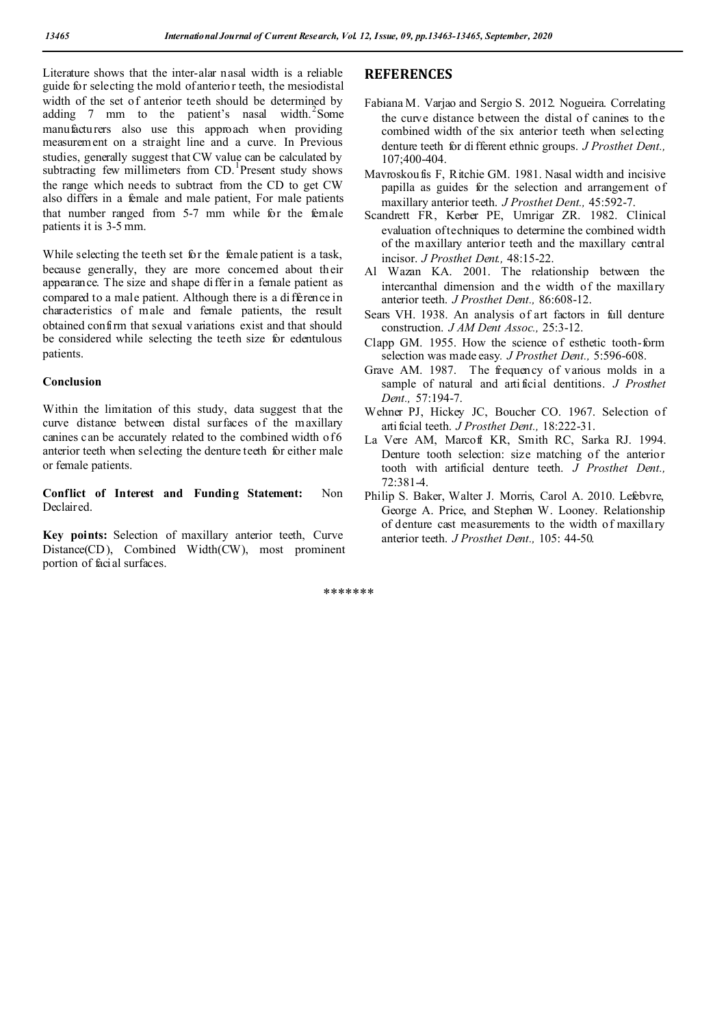Literature shows that the inter-alar nasal width is a reliable guide for selecting the mold of anterior teeth, the mesiodistal width of the set of anterior teeth should be determined by adding 7 mm to the patient's nasal width.[2] Some manufacturers also use this approach when providing measurement on a straight line and a curve. In Previous studies, generally suggest that CW value can be calculated by subtracting few millimeters from CD.[1] Present study shows the range which needs to subtract from the CD to get CW also differs in a female and male patient, For male patients that number ranged from 5-7 mm while for the female patients it is 3-5 mm.

While selecting the teeth set for the female patient is a task, because generally, they are more concerned about their appearance. The size and shape differ in a female patient as compared to a male patient. Although there is a difference in characteristics of male and female patients, the result obtained confirm that sexual variations exist and that should be considered while selecting the teeth size for edentulous patients.

### Conclusion

Within the limitation of this study, data suggest that the curve distance between distal surfaces of the maxillary canines can be accurately related to the combined width of 6 anterior teeth when selecting the denture teeth for either male or female patients.

**Conflict of Interest and Funding Statement:** Non Declaired.

**Key points:** Selection of maxillary anterior teeth, Curve Distance(CD), Combined Width(CW), most prominent portion of facial surfaces.

## REFERENCES

- Fabiana M. Varjao and Sergio S. 2012. Nogueira. Correlating the curve distance between the distal of canines to the combined width of the six anterior teeth when selecting denture teeth for different ethnic groups. *J Prosthet Dent.,* 107;400-404.
- Mavroskoufis F, Ritchie GM. 1981. Nasal width and incisive papilla as guides for the selection and arrangement of maxillary anterior teeth. *J Prosthet Dent.,* 45:592-7.
- Scandrett FR, Kerber PE, Umrigar ZR. 1982. Clinical evaluation of techniques to determine the combined width of the maxillary anterior teeth and the maxillary central incisor. *J Prosthet Dent.,* 48:15-22.
- Al Wazan KA. 2001. The relationship between the intercanthal dimension and the width of the maxillary anterior teeth. *J Prosthet Dent.,* 86:608-12.
- Sears VH. 1938. An analysis of art factors in full denture construction. *J AM Dent Assoc.,* 25:3-12.
- Clapp GM. 1955. How the science of esthetic tooth-form selection was made easy. *J Prosthet Dent.,* 5:596-608.
- Grave AM. 1987. The frequency of various molds in a sample of natural and artificial dentitions. *J Prosthet Dent.,* 57:194-7.
- Wehner PJ, Hickey JC, Boucher CO. 1967. Selection of artificial teeth. *J Prosthet Dent.,* 18:222-31.
- La Vere AM, Marcoff KR, Smith RC, Sarka RJ. 1994. Denture tooth selection: size matching of the anterior tooth with artificial denture teeth. *J Prosthet Dent.,* 72:381-4.
- Philip S. Baker, Walter J. Morris, Carol A. 2010. Lefebvre, George A. Price, and Stephen W. Looney. Relationship of denture cast measurements to the width of maxillary anterior teeth. *J Prosthet Dent.,* 105: 44-50.

*******